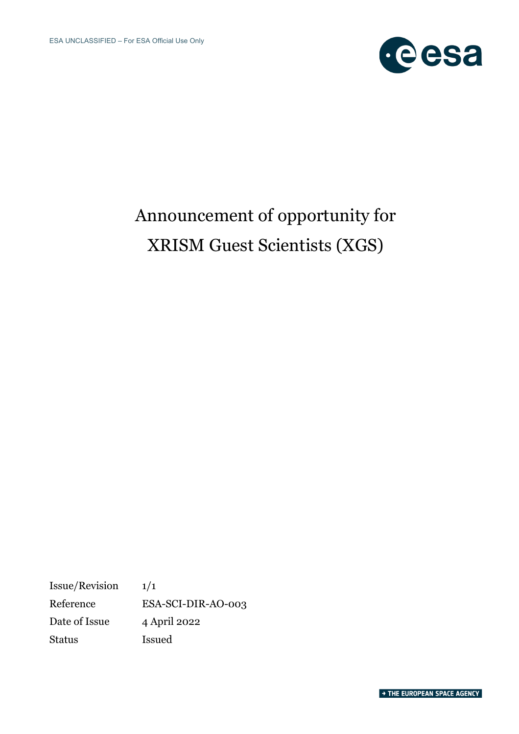ESA UNCLASSIFIED – For ESA Official Use Only

# Announcement of opportunity for XRISM Guest Scientists (XGS)

| | |
|---|---|
| Issue/Revision | 1/1 |
| Reference | ESA-SCI-DIR-AO-003 |
| Date of Issue | 4 April 2022 |
| Status | Issued |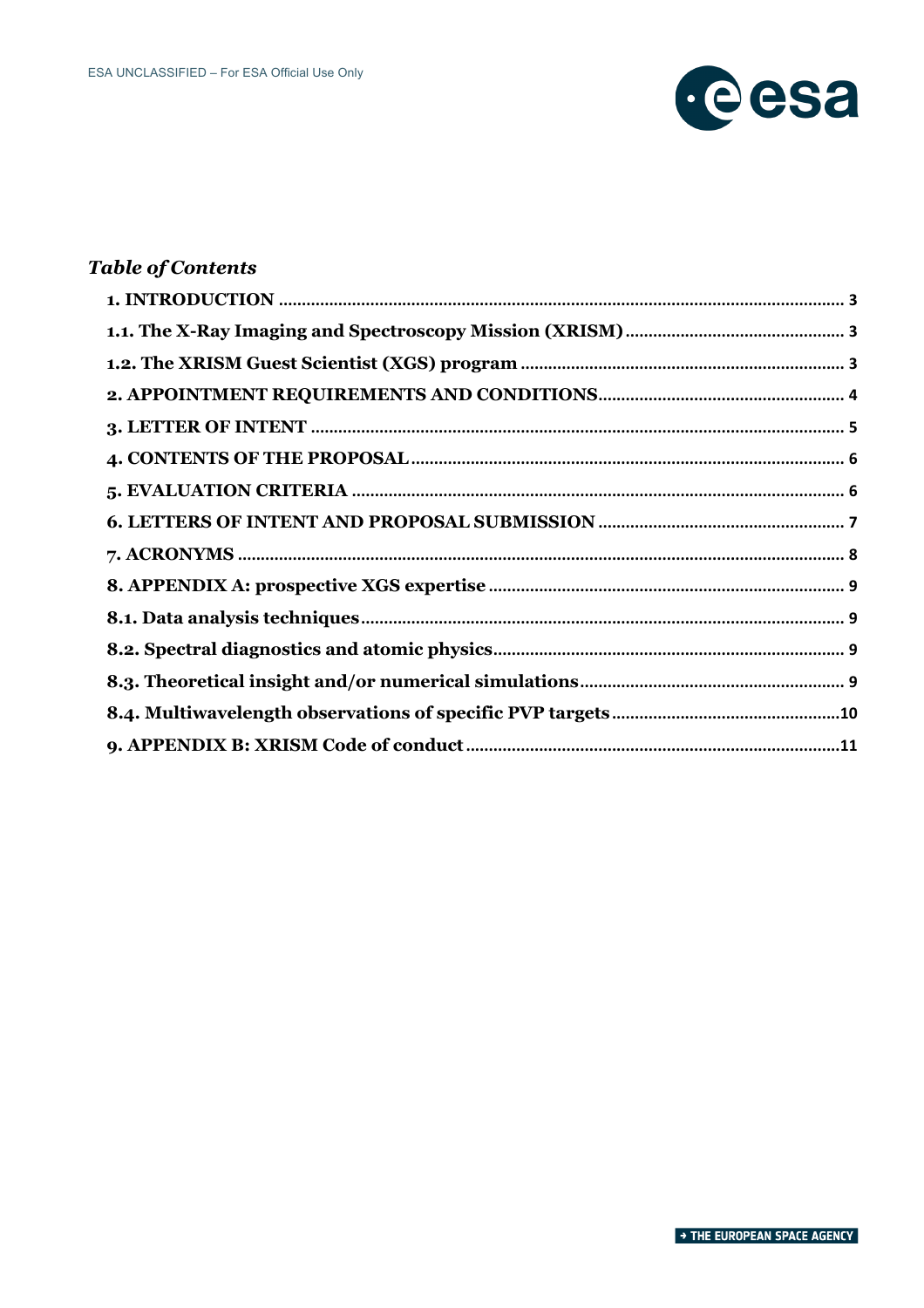## *Table of Contents*

**1. INTRODUCTION** ............ 3

**1.1. The X-Ray Imaging and Spectroscopy Mission (XRISM)** ............ 3

**1.2. The XRISM Guest Scientist (XGS) program** ............ 3

**2. APPOINTMENT REQUIREMENTS AND CONDITIONS** ............ 4

**3. LETTER OF INTENT** ............ 5

**4. CONTENTS OF THE PROPOSAL** ............ 6

**5. EVALUATION CRITERIA** ............ 6

**6. LETTERS OF INTENT AND PROPOSAL SUBMISSION** ............ 7

**7. ACRONYMS** ............ 8

**8. APPENDIX A: prospective XGS expertise** ............ 9

**8.1. Data analysis techniques** ............ 9

**8.2. Spectral diagnostics and atomic physics** ............ 9

**8.3. Theoretical insight and/or numerical simulations** ............ 9

**8.4. Multiwavelength observations of specific PVP targets** ............ 10

**9. APPENDIX B: XRISM Code of conduct** ............ 11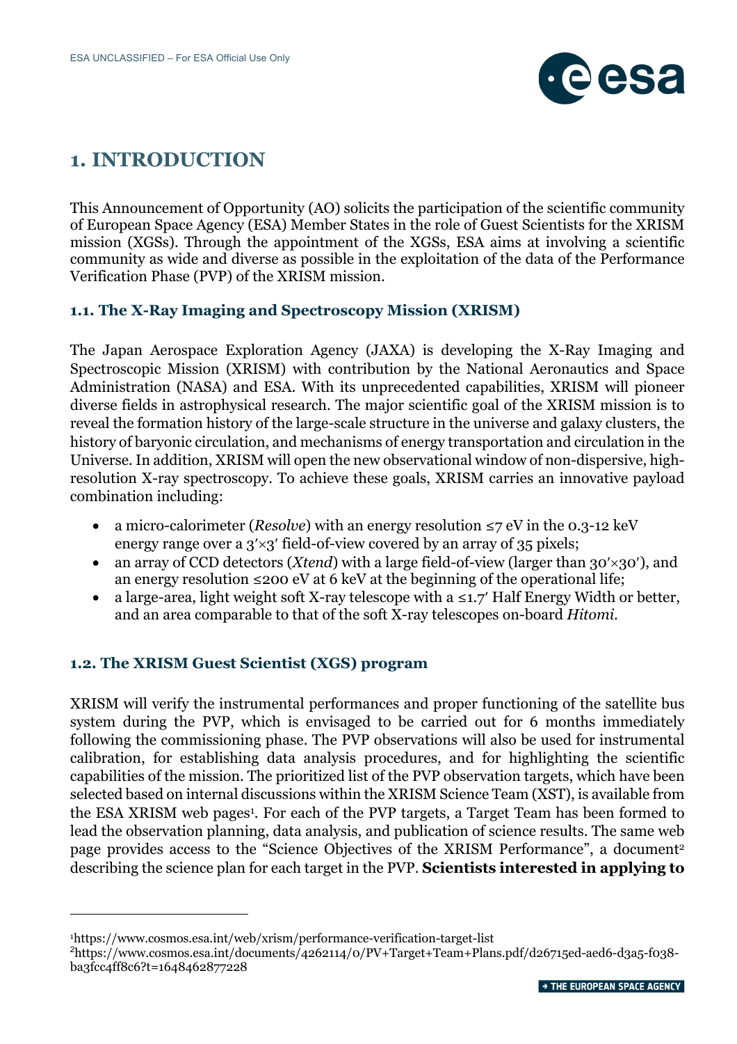# 1. INTRODUCTION

This Announcement of Opportunity (AO) solicits the participation of the scientific community of European Space Agency (ESA) Member States in the role of Guest Scientists for the XRISM mission (XGSs). Through the appointment of the XGSs, ESA aims at involving a scientific community as wide and diverse as possible in the exploitation of the data of the Performance Verification Phase (PVP) of the XRISM mission.

## 1.1. The X-Ray Imaging and Spectroscopy Mission (XRISM)

The Japan Aerospace Exploration Agency (JAXA) is developing the X-Ray Imaging and Spectroscopic Mission (XRISM) with contribution by the National Aeronautics and Space Administration (NASA) and ESA. With its unprecedented capabilities, XRISM will pioneer diverse fields in astrophysical research. The major scientific goal of the XRISM mission is to reveal the formation history of the large-scale structure in the universe and galaxy clusters, the history of baryonic circulation, and mechanisms of energy transportation and circulation in the Universe. In addition, XRISM will open the new observational window of non-dispersive, high-resolution X-ray spectroscopy. To achieve these goals, XRISM carries an innovative payload combination including:

- a micro-calorimeter (*Resolve*) with an energy resolution ≤7 eV in the 0.3-12 keV energy range over a 3′×3′ field-of-view covered by an array of 35 pixels;
- an array of CCD detectors (*Xtend*) with a large field-of-view (larger than 30′×30′), and an energy resolution ≤200 eV at 6 keV at the beginning of the operational life;
- a large-area, light weight soft X-ray telescope with a ≤1.7′ Half Energy Width or better, and an area comparable to that of the soft X-ray telescopes on-board *Hitomi*.

## 1.2. The XRISM Guest Scientist (XGS) program

XRISM will verify the instrumental performances and proper functioning of the satellite bus system during the PVP, which is envisaged to be carried out for 6 months immediately following the commissioning phase. The PVP observations will also be used for instrumental calibration, for establishing data analysis procedures, and for highlighting the scientific capabilities of the mission. The prioritized list of the PVP observation targets, which have been selected based on internal discussions within the XRISM Science Team (XST), is available from the ESA XRISM web pages[1]. For each of the PVP targets, a Target Team has been formed to lead the observation planning, data analysis, and publication of science results. The same web page provides access to the "Science Objectives of the XRISM Performance", a document[2] describing the science plan for each target in the PVP. **Scientists interested in applying to**

[1]https://www.cosmos.esa.int/web/xrism/performance-verification-target-list

[2]https://www.cosmos.esa.int/documents/4262114/0/PV+Target+Team+Plans.pdf/d26715ed-aed6-d3a5-f038-ba3fcc4ff8c6?t=1648462877228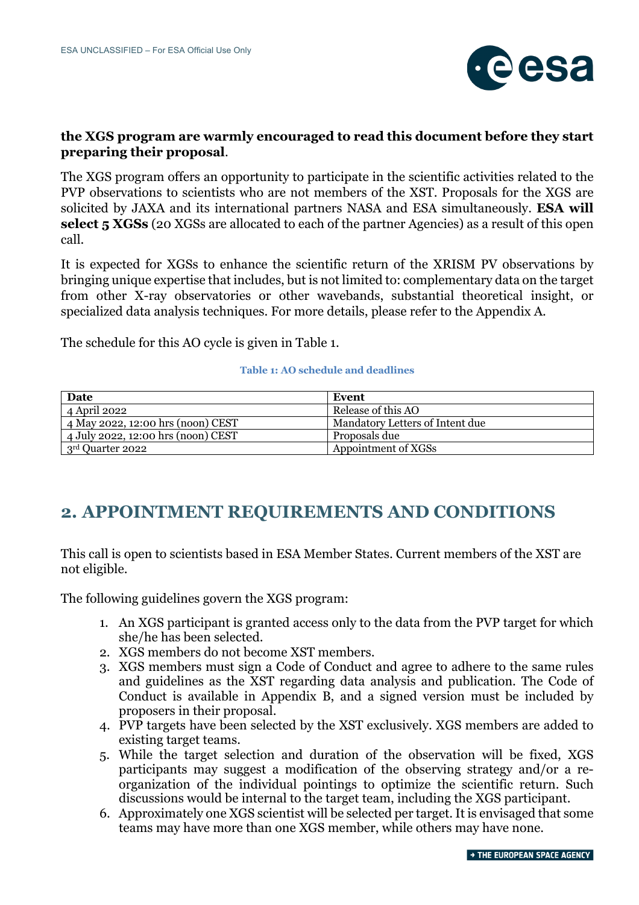**the XGS program are warmly encouraged to read this document before they start preparing their proposal**.

The XGS program offers an opportunity to participate in the scientific activities related to the PVP observations to scientists who are not members of the XST. Proposals for the XGS are solicited by JAXA and its international partners NASA and ESA simultaneously. **ESA will select 5 XGSs** (20 XGSs are allocated to each of the partner Agencies) as a result of this open call.

It is expected for XGSs to enhance the scientific return of the XRISM PV observations by bringing unique expertise that includes, but is not limited to: complementary data on the target from other X-ray observatories or other wavebands, substantial theoretical insight, or specialized data analysis techniques. For more details, please refer to the Appendix A.

The schedule for this AO cycle is given in Table 1.

**Table 1: AO schedule and deadlines**

| Date | Event |
|---|---|
| 4 April 2022 | Release of this AO |
| 4 May 2022, 12:00 hrs (noon) CEST | Mandatory Letters of Intent due |
| 4 July 2022, 12:00 hrs (noon) CEST | Proposals due |
| 3rd Quarter 2022 | Appointment of XGSs |

## 2. APPOINTMENT REQUIREMENTS AND CONDITIONS

This call is open to scientists based in ESA Member States. Current members of the XST are not eligible.

The following guidelines govern the XGS program:

1. An XGS participant is granted access only to the data from the PVP target for which she/he has been selected.
2. XGS members do not become XST members.
3. XGS members must sign a Code of Conduct and agree to adhere to the same rules and guidelines as the XST regarding data analysis and publication. The Code of Conduct is available in Appendix B, and a signed version must be included by proposers in their proposal.
4. PVP targets have been selected by the XST exclusively. XGS members are added to existing target teams.
5. While the target selection and duration of the observation will be fixed, XGS participants may suggest a modification of the observing strategy and/or a re-organization of the individual pointings to optimize the scientific return. Such discussions would be internal to the target team, including the XGS participant.
6. Approximately one XGS scientist will be selected per target. It is envisaged that some teams may have more than one XGS member, while others may have none.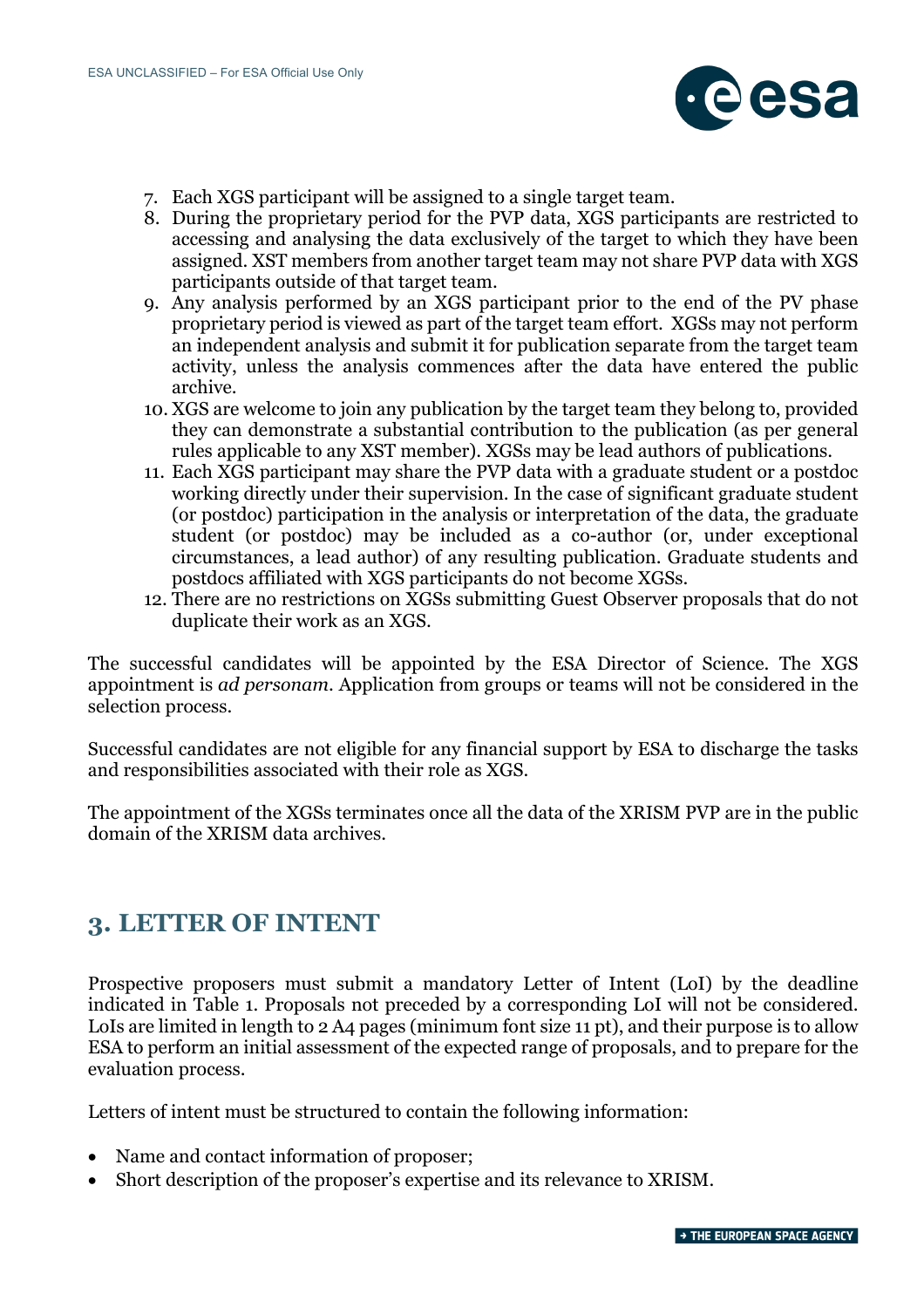7. Each XGS participant will be assigned to a single target team.
8. During the proprietary period for the PVP data, XGS participants are restricted to accessing and analysing the data exclusively of the target to which they have been assigned. XST members from another target team may not share PVP data with XGS participants outside of that target team.
9. Any analysis performed by an XGS participant prior to the end of the PV phase proprietary period is viewed as part of the target team effort. XGSs may not perform an independent analysis and submit it for publication separate from the target team activity, unless the analysis commences after the data have entered the public archive.
10. XGS are welcome to join any publication by the target team they belong to, provided they can demonstrate a substantial contribution to the publication (as per general rules applicable to any XST member). XGSs may be lead authors of publications.
11. Each XGS participant may share the PVP data with a graduate student or a postdoc working directly under their supervision. In the case of significant graduate student (or postdoc) participation in the analysis or interpretation of the data, the graduate student (or postdoc) may be included as a co-author (or, under exceptional circumstances, a lead author) of any resulting publication. Graduate students and postdocs affiliated with XGS participants do not become XGSs.
12. There are no restrictions on XGSs submitting Guest Observer proposals that do not duplicate their work as an XGS.

The successful candidates will be appointed by the ESA Director of Science. The XGS appointment is *ad personam*. Application from groups or teams will not be considered in the selection process.

Successful candidates are not eligible for any financial support by ESA to discharge the tasks and responsibilities associated with their role as XGS.

The appointment of the XGSs terminates once all the data of the XRISM PVP are in the public domain of the XRISM data archives.

## 3. LETTER OF INTENT

Prospective proposers must submit a mandatory Letter of Intent (LoI) by the deadline indicated in Table 1. Proposals not preceded by a corresponding LoI will not be considered. LoIs are limited in length to 2 A4 pages (minimum font size 11 pt), and their purpose is to allow ESA to perform an initial assessment of the expected range of proposals, and to prepare for the evaluation process.

Letters of intent must be structured to contain the following information:

- Name and contact information of proposer;
- Short description of the proposer's expertise and its relevance to XRISM.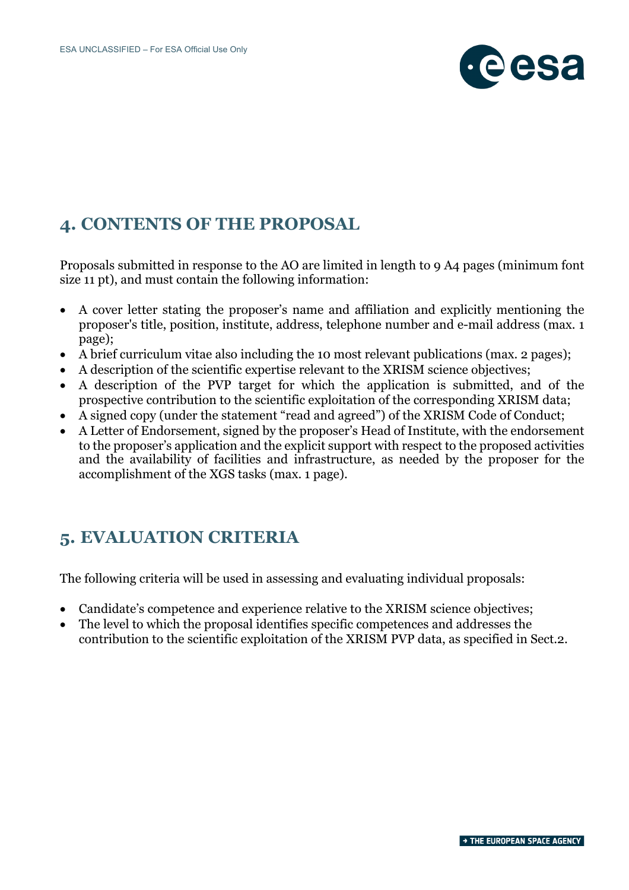## 4. CONTENTS OF THE PROPOSAL

Proposals submitted in response to the AO are limited in length to 9 A4 pages (minimum font size 11 pt), and must contain the following information:

- A cover letter stating the proposer's name and affiliation and explicitly mentioning the proposer's title, position, institute, address, telephone number and e-mail address (max. 1 page);
- A brief curriculum vitae also including the 10 most relevant publications (max. 2 pages);
- A description of the scientific expertise relevant to the XRISM science objectives;
- A description of the PVP target for which the application is submitted, and of the prospective contribution to the scientific exploitation of the corresponding XRISM data;
- A signed copy (under the statement "read and agreed") of the XRISM Code of Conduct;
- A Letter of Endorsement, signed by the proposer's Head of Institute, with the endorsement to the proposer's application and the explicit support with respect to the proposed activities and the availability of facilities and infrastructure, as needed by the proposer for the accomplishment of the XGS tasks (max. 1 page).

## 5. EVALUATION CRITERIA

The following criteria will be used in assessing and evaluating individual proposals:

- Candidate's competence and experience relative to the XRISM science objectives;
- The level to which the proposal identifies specific competences and addresses the contribution to the scientific exploitation of the XRISM PVP data, as specified in Sect.2.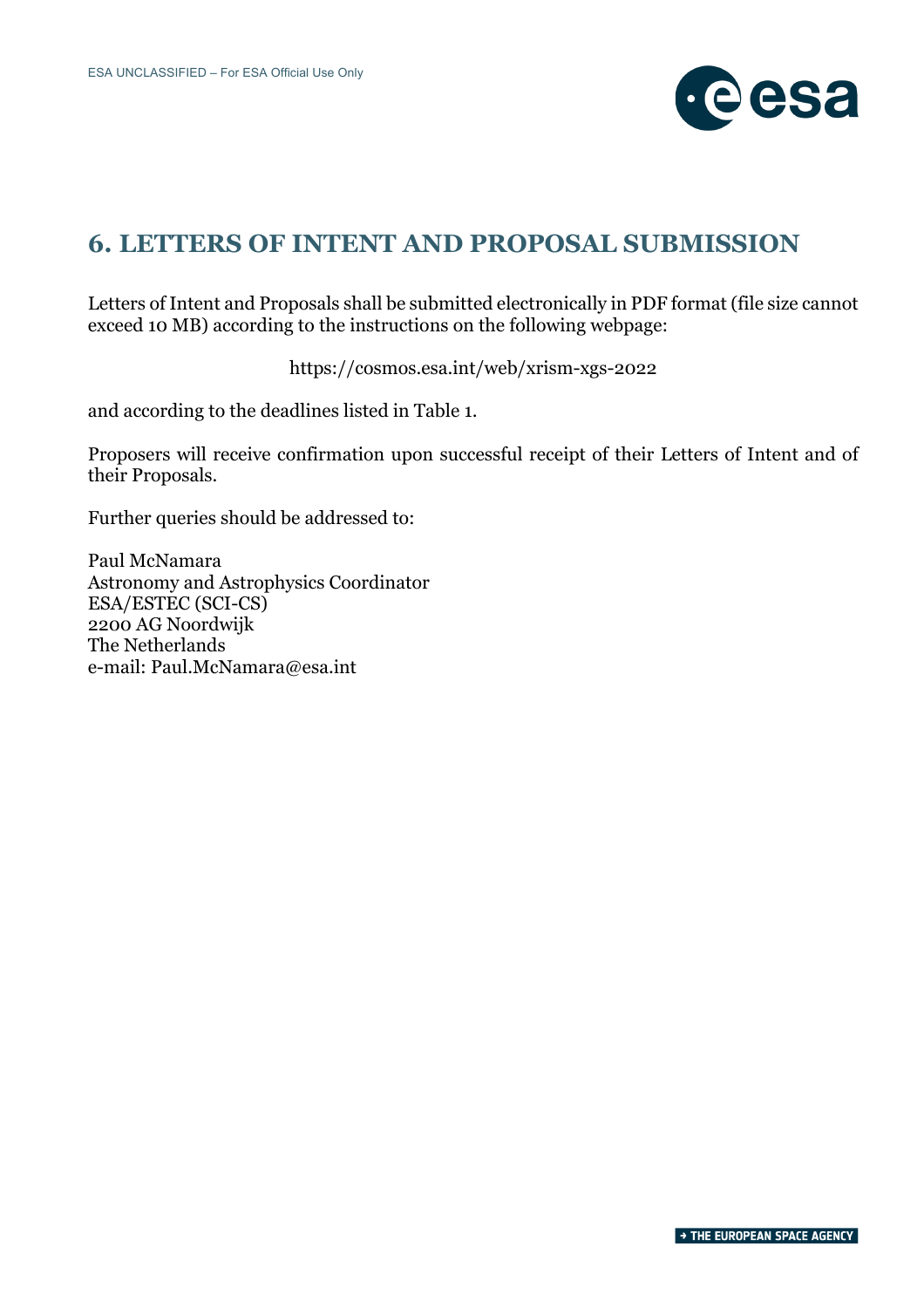# 6. LETTERS OF INTENT AND PROPOSAL SUBMISSION

Letters of Intent and Proposals shall be submitted electronically in PDF format (file size cannot exceed 10 MB) according to the instructions on the following webpage:

https://cosmos.esa.int/web/xrism-xgs-2022

and according to the deadlines listed in Table 1.

Proposers will receive confirmation upon successful receipt of their Letters of Intent and of their Proposals.

Further queries should be addressed to:

Paul McNamara  
Astronomy and Astrophysics Coordinator  
ESA/ESTEC (SCI-CS)  
2200 AG Noordwijk  
The Netherlands  
e-mail: Paul.McNamara@esa.int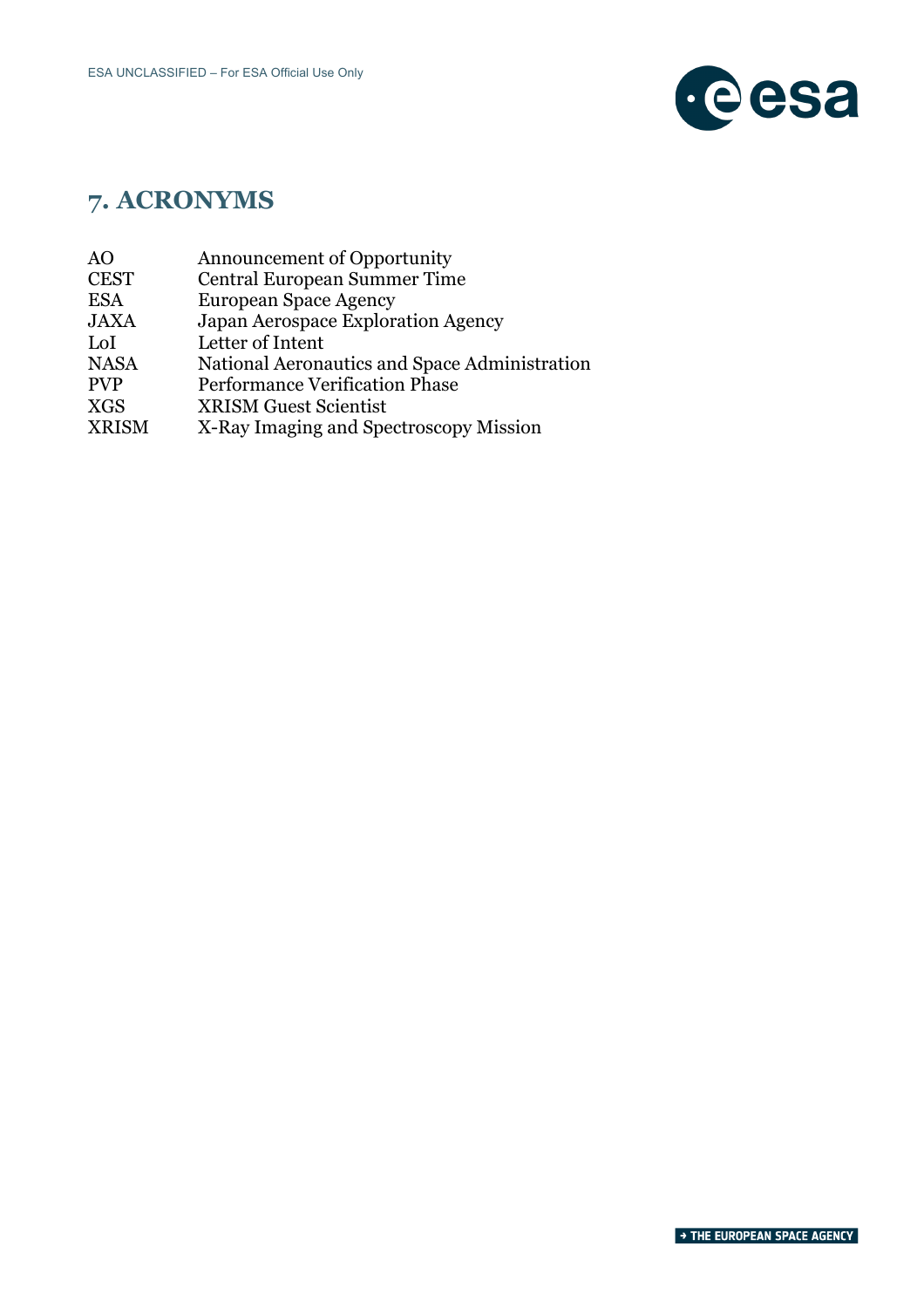## 7. ACRONYMS

| | |
|---|---|
| AO | Announcement of Opportunity |
| CEST | Central European Summer Time |
| ESA | European Space Agency |
| JAXA | Japan Aerospace Exploration Agency |
| LoI | Letter of Intent |
| NASA | National Aeronautics and Space Administration |
| PVP | Performance Verification Phase |
| XGS | XRISM Guest Scientist |
| XRISM | X-Ray Imaging and Spectroscopy Mission |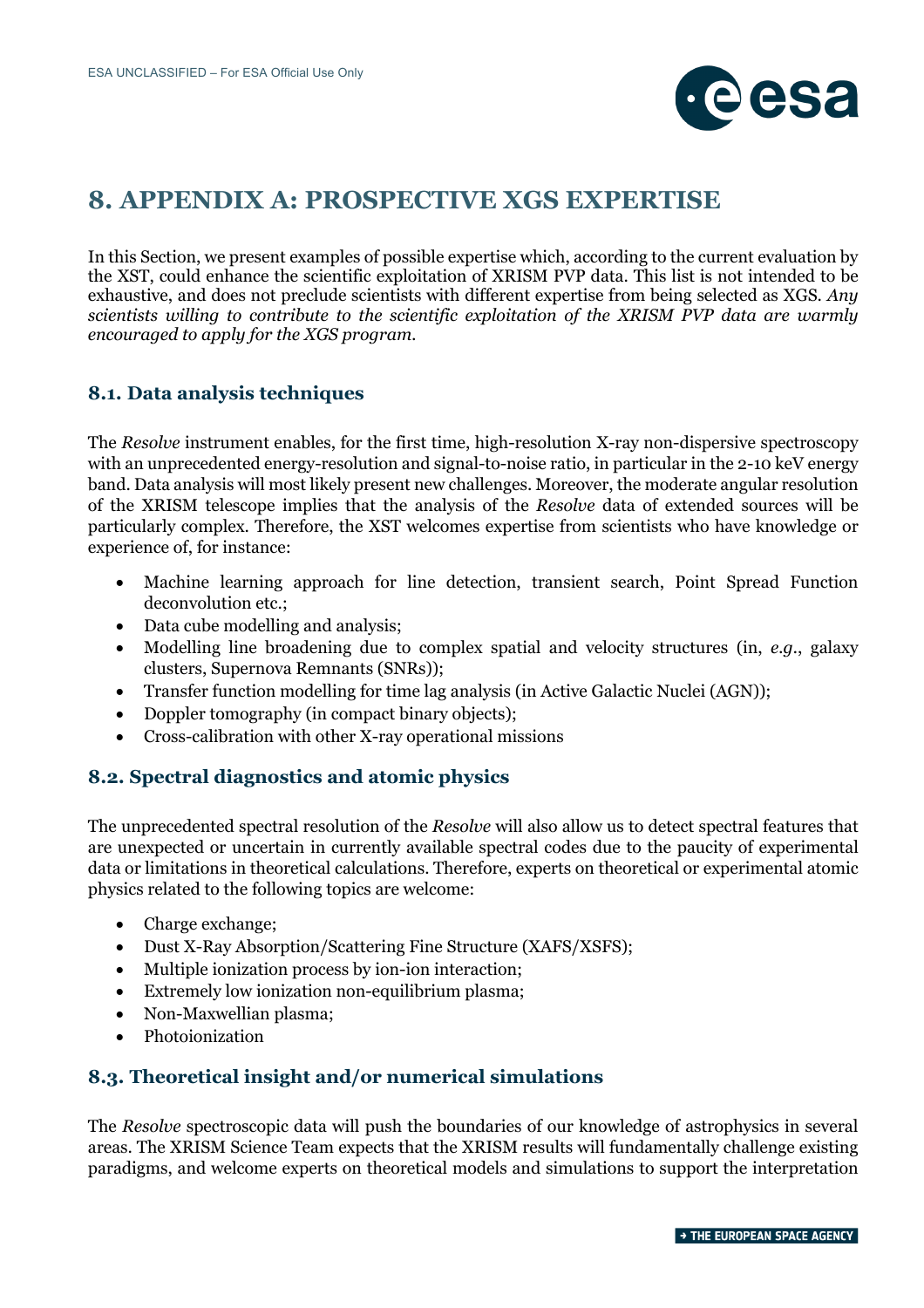# 8. APPENDIX A: PROSPECTIVE XGS EXPERTISE

In this Section, we present examples of possible expertise which, according to the current evaluation by the XST, could enhance the scientific exploitation of XRISM PVP data. This list is not intended to be exhaustive, and does not preclude scientists with different expertise from being selected as XGS. *Any scientists willing to contribute to the scientific exploitation of the XRISM PVP data are warmly encouraged to apply for the XGS program.*

## 8.1. Data analysis techniques

The *Resolve* instrument enables, for the first time, high-resolution X-ray non-dispersive spectroscopy with an unprecedented energy-resolution and signal-to-noise ratio, in particular in the 2-10 keV energy band. Data analysis will most likely present new challenges. Moreover, the moderate angular resolution of the XRISM telescope implies that the analysis of the *Resolve* data of extended sources will be particularly complex. Therefore, the XST welcomes expertise from scientists who have knowledge or experience of, for instance:

- Machine learning approach for line detection, transient search, Point Spread Function deconvolution etc.;
- Data cube modelling and analysis;
- Modelling line broadening due to complex spatial and velocity structures (in, *e.g.*, galaxy clusters, Supernova Remnants (SNRs));
- Transfer function modelling for time lag analysis (in Active Galactic Nuclei (AGN));
- Doppler tomography (in compact binary objects);
- Cross-calibration with other X-ray operational missions

## 8.2. Spectral diagnostics and atomic physics

The unprecedented spectral resolution of the *Resolve* will also allow us to detect spectral features that are unexpected or uncertain in currently available spectral codes due to the paucity of experimental data or limitations in theoretical calculations. Therefore, experts on theoretical or experimental atomic physics related to the following topics are welcome:

- Charge exchange;
- Dust X-Ray Absorption/Scattering Fine Structure (XAFS/XSFS);
- Multiple ionization process by ion-ion interaction;
- Extremely low ionization non-equilibrium plasma;
- Non-Maxwellian plasma;
- Photoionization

## 8.3. Theoretical insight and/or numerical simulations

The *Resolve* spectroscopic data will push the boundaries of our knowledge of astrophysics in several areas. The XRISM Science Team expects that the XRISM results will fundamentally challenge existing paradigms, and welcome experts on theoretical models and simulations to support the interpretation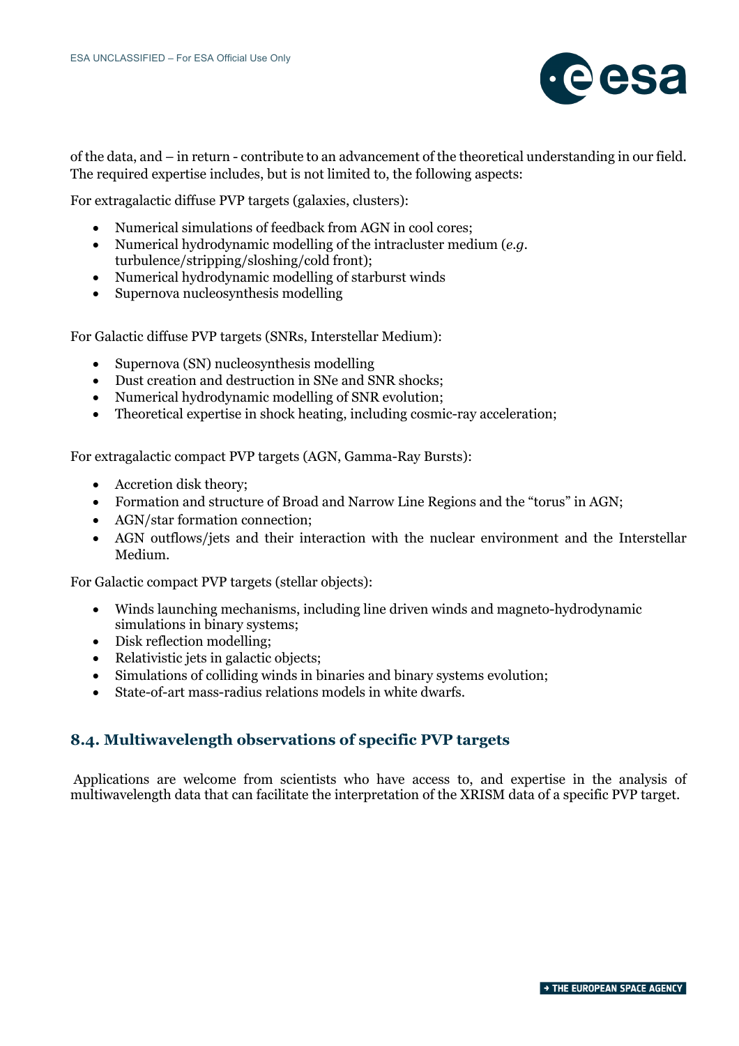of the data, and – in return - contribute to an advancement of the theoretical understanding in our field. The required expertise includes, but is not limited to, the following aspects:

For extragalactic diffuse PVP targets (galaxies, clusters):

- Numerical simulations of feedback from AGN in cool cores;
- Numerical hydrodynamic modelling of the intracluster medium (*e.g.* turbulence/stripping/sloshing/cold front);
- Numerical hydrodynamic modelling of starburst winds
- Supernova nucleosynthesis modelling

For Galactic diffuse PVP targets (SNRs, Interstellar Medium):

- Supernova (SN) nucleosynthesis modelling
- Dust creation and destruction in SNe and SNR shocks;
- Numerical hydrodynamic modelling of SNR evolution;
- Theoretical expertise in shock heating, including cosmic-ray acceleration;

For extragalactic compact PVP targets (AGN, Gamma-Ray Bursts):

- Accretion disk theory;
- Formation and structure of Broad and Narrow Line Regions and the "torus" in AGN;
- AGN/star formation connection;
- AGN outflows/jets and their interaction with the nuclear environment and the Interstellar Medium.

For Galactic compact PVP targets (stellar objects):

- Winds launching mechanisms, including line driven winds and magneto-hydrodynamic simulations in binary systems;
- Disk reflection modelling;
- Relativistic jets in galactic objects;
- Simulations of colliding winds in binaries and binary systems evolution;
- State-of-art mass-radius relations models in white dwarfs.

## 8.4. Multiwavelength observations of specific PVP targets

Applications are welcome from scientists who have access to, and expertise in the analysis of multiwavelength data that can facilitate the interpretation of the XRISM data of a specific PVP target.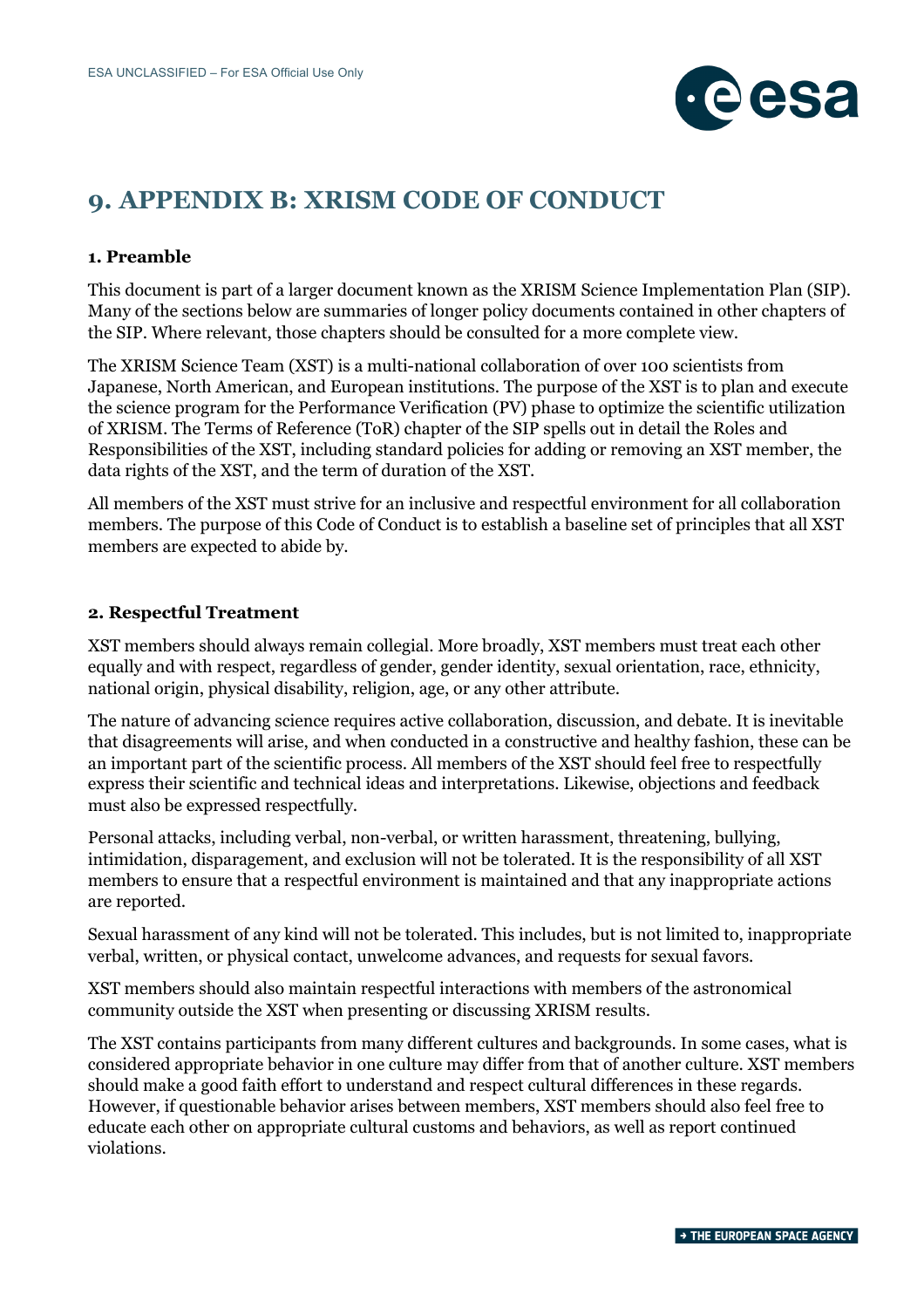# 9. APPENDIX B: XRISM CODE OF CONDUCT

### 1. Preamble

This document is part of a larger document known as the XRISM Science Implementation Plan (SIP). Many of the sections below are summaries of longer policy documents contained in other chapters of the SIP. Where relevant, those chapters should be consulted for a more complete view.

The XRISM Science Team (XST) is a multi-national collaboration of over 100 scientists from Japanese, North American, and European institutions. The purpose of the XST is to plan and execute the science program for the Performance Verification (PV) phase to optimize the scientific utilization of XRISM. The Terms of Reference (ToR) chapter of the SIP spells out in detail the Roles and Responsibilities of the XST, including standard policies for adding or removing an XST member, the data rights of the XST, and the term of duration of the XST.

All members of the XST must strive for an inclusive and respectful environment for all collaboration members. The purpose of this Code of Conduct is to establish a baseline set of principles that all XST members are expected to abide by.

### 2. Respectful Treatment

XST members should always remain collegial. More broadly, XST members must treat each other equally and with respect, regardless of gender, gender identity, sexual orientation, race, ethnicity, national origin, physical disability, religion, age, or any other attribute.

The nature of advancing science requires active collaboration, discussion, and debate. It is inevitable that disagreements will arise, and when conducted in a constructive and healthy fashion, these can be an important part of the scientific process. All members of the XST should feel free to respectfully express their scientific and technical ideas and interpretations. Likewise, objections and feedback must also be expressed respectfully.

Personal attacks, including verbal, non-verbal, or written harassment, threatening, bullying, intimidation, disparagement, and exclusion will not be tolerated. It is the responsibility of all XST members to ensure that a respectful environment is maintained and that any inappropriate actions are reported.

Sexual harassment of any kind will not be tolerated. This includes, but is not limited to, inappropriate verbal, written, or physical contact, unwelcome advances, and requests for sexual favors.

XST members should also maintain respectful interactions with members of the astronomical community outside the XST when presenting or discussing XRISM results.

The XST contains participants from many different cultures and backgrounds. In some cases, what is considered appropriate behavior in one culture may differ from that of another culture. XST members should make a good faith effort to understand and respect cultural differences in these regards. However, if questionable behavior arises between members, XST members should also feel free to educate each other on appropriate cultural customs and behaviors, as well as report continued violations.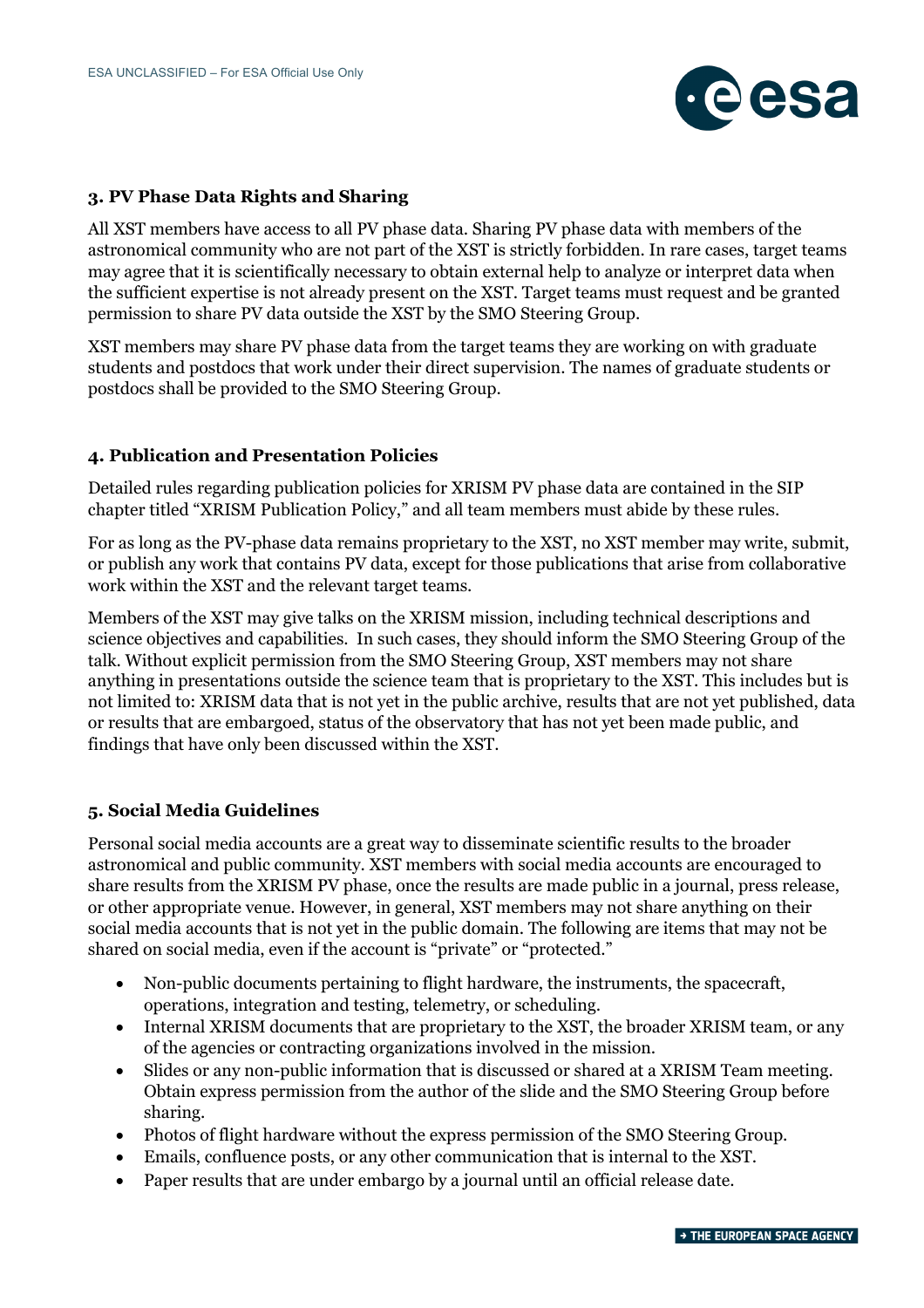### 3. PV Phase Data Rights and Sharing

All XST members have access to all PV phase data. Sharing PV phase data with members of the astronomical community who are not part of the XST is strictly forbidden. In rare cases, target teams may agree that it is scientifically necessary to obtain external help to analyze or interpret data when the sufficient expertise is not already present on the XST. Target teams must request and be granted permission to share PV data outside the XST by the SMO Steering Group.

XST members may share PV phase data from the target teams they are working on with graduate students and postdocs that work under their direct supervision. The names of graduate students or postdocs shall be provided to the SMO Steering Group.

### 4. Publication and Presentation Policies

Detailed rules regarding publication policies for XRISM PV phase data are contained in the SIP chapter titled "XRISM Publication Policy," and all team members must abide by these rules.

For as long as the PV-phase data remains proprietary to the XST, no XST member may write, submit, or publish any work that contains PV data, except for those publications that arise from collaborative work within the XST and the relevant target teams.

Members of the XST may give talks on the XRISM mission, including technical descriptions and science objectives and capabilities. In such cases, they should inform the SMO Steering Group of the talk. Without explicit permission from the SMO Steering Group, XST members may not share anything in presentations outside the science team that is proprietary to the XST. This includes but is not limited to: XRISM data that is not yet in the public archive, results that are not yet published, data or results that are embargoed, status of the observatory that has not yet been made public, and findings that have only been discussed within the XST.

### 5. Social Media Guidelines

Personal social media accounts are a great way to disseminate scientific results to the broader astronomical and public community. XST members with social media accounts are encouraged to share results from the XRISM PV phase, once the results are made public in a journal, press release, or other appropriate venue. However, in general, XST members may not share anything on their social media accounts that is not yet in the public domain. The following are items that may not be shared on social media, even if the account is "private" or "protected."

- Non-public documents pertaining to flight hardware, the instruments, the spacecraft, operations, integration and testing, telemetry, or scheduling.
- Internal XRISM documents that are proprietary to the XST, the broader XRISM team, or any of the agencies or contracting organizations involved in the mission.
- Slides or any non-public information that is discussed or shared at a XRISM Team meeting. Obtain express permission from the author of the slide and the SMO Steering Group before sharing.
- Photos of flight hardware without the express permission of the SMO Steering Group.
- Emails, confluence posts, or any other communication that is internal to the XST.
- Paper results that are under embargo by a journal until an official release date.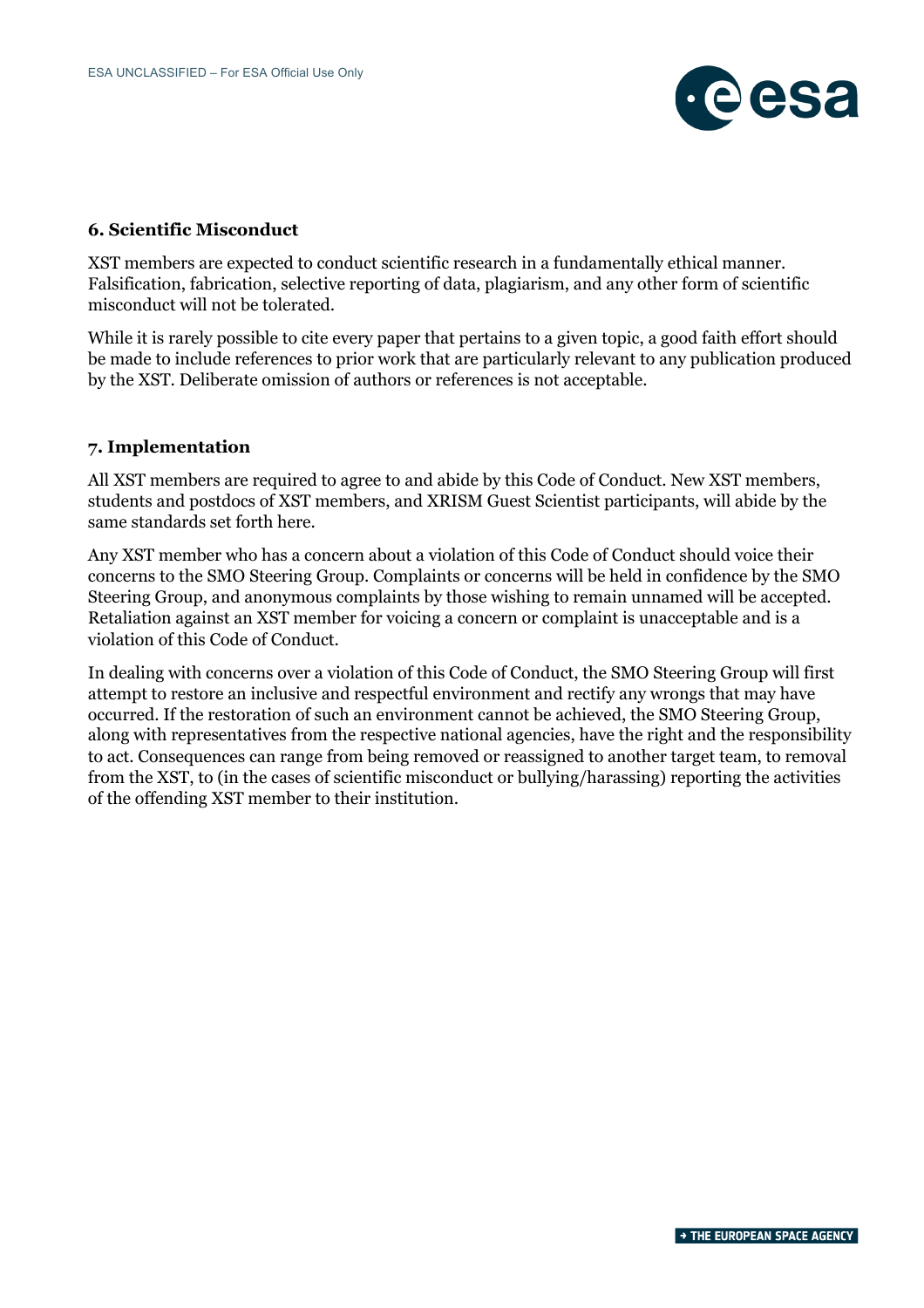### 6. Scientific Misconduct

XST members are expected to conduct scientific research in a fundamentally ethical manner. Falsification, fabrication, selective reporting of data, plagiarism, and any other form of scientific misconduct will not be tolerated.

While it is rarely possible to cite every paper that pertains to a given topic, a good faith effort should be made to include references to prior work that are particularly relevant to any publication produced by the XST. Deliberate omission of authors or references is not acceptable.

### 7. Implementation

All XST members are required to agree to and abide by this Code of Conduct. New XST members, students and postdocs of XST members, and XRISM Guest Scientist participants, will abide by the same standards set forth here.

Any XST member who has a concern about a violation of this Code of Conduct should voice their concerns to the SMO Steering Group. Complaints or concerns will be held in confidence by the SMO Steering Group, and anonymous complaints by those wishing to remain unnamed will be accepted. Retaliation against an XST member for voicing a concern or complaint is unacceptable and is a violation of this Code of Conduct.

In dealing with concerns over a violation of this Code of Conduct, the SMO Steering Group will first attempt to restore an inclusive and respectful environment and rectify any wrongs that may have occurred. If the restoration of such an environment cannot be achieved, the SMO Steering Group, along with representatives from the respective national agencies, have the right and the responsibility to act. Consequences can range from being removed or reassigned to another target team, to removal from the XST, to (in the cases of scientific misconduct or bullying/harassing) reporting the activities of the offending XST member to their institution.